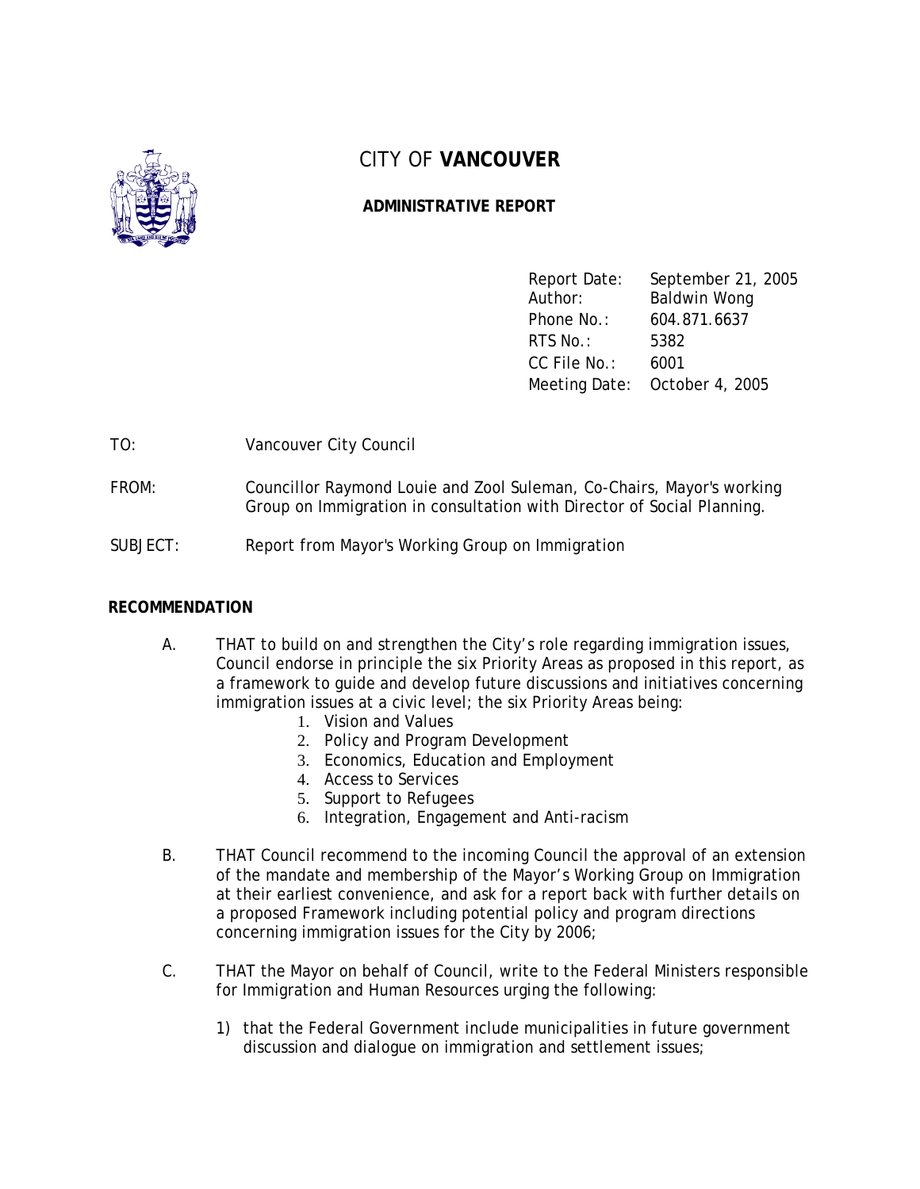# CITY OF **VANCOUVER**

## ADMINISTRATIVE REPORT

| | |
|---|---|
| Report Date: | September 21, 2005 |
| Author: | Baldwin Wong |
| Phone No.: | 604.871.6637 |
| RTS No.: | 5382 |
| CC File No.: | 6001 |
| Meeting Date: | October 4, 2005 |

TO: Vancouver City Council

FROM: Councillor Raymond Louie and Zool Suleman, Co-Chairs, Mayor's working Group on Immigration in consultation with Director of Social Planning.

SUBJECT: Report from Mayor's Working Group on Immigration

### RECOMMENDATION

A. THAT to build on and strengthen the City's role regarding immigration issues, Council endorse in principle the six Priority Areas as proposed in this report, as a framework to guide and develop future discussions and initiatives concerning immigration issues at a civic level; the six Priority Areas being:

1. Vision and Values
2. Policy and Program Development
3. Economics, Education and Employment
4. Access to Services
5. Support to Refugees
6. Integration, Engagement and Anti-racism

B. THAT Council recommend to the incoming Council the approval of an extension of the mandate and membership of the Mayor's Working Group on Immigration at their earliest convenience, and ask for a report back with further details on a proposed Framework including potential policy and program directions concerning immigration issues for the City by 2006;

C. THAT the Mayor on behalf of Council, write to the Federal Ministers responsible for Immigration and Human Resources urging the following:

1) that the Federal Government include municipalities in future government discussion and dialogue on immigration and settlement issues;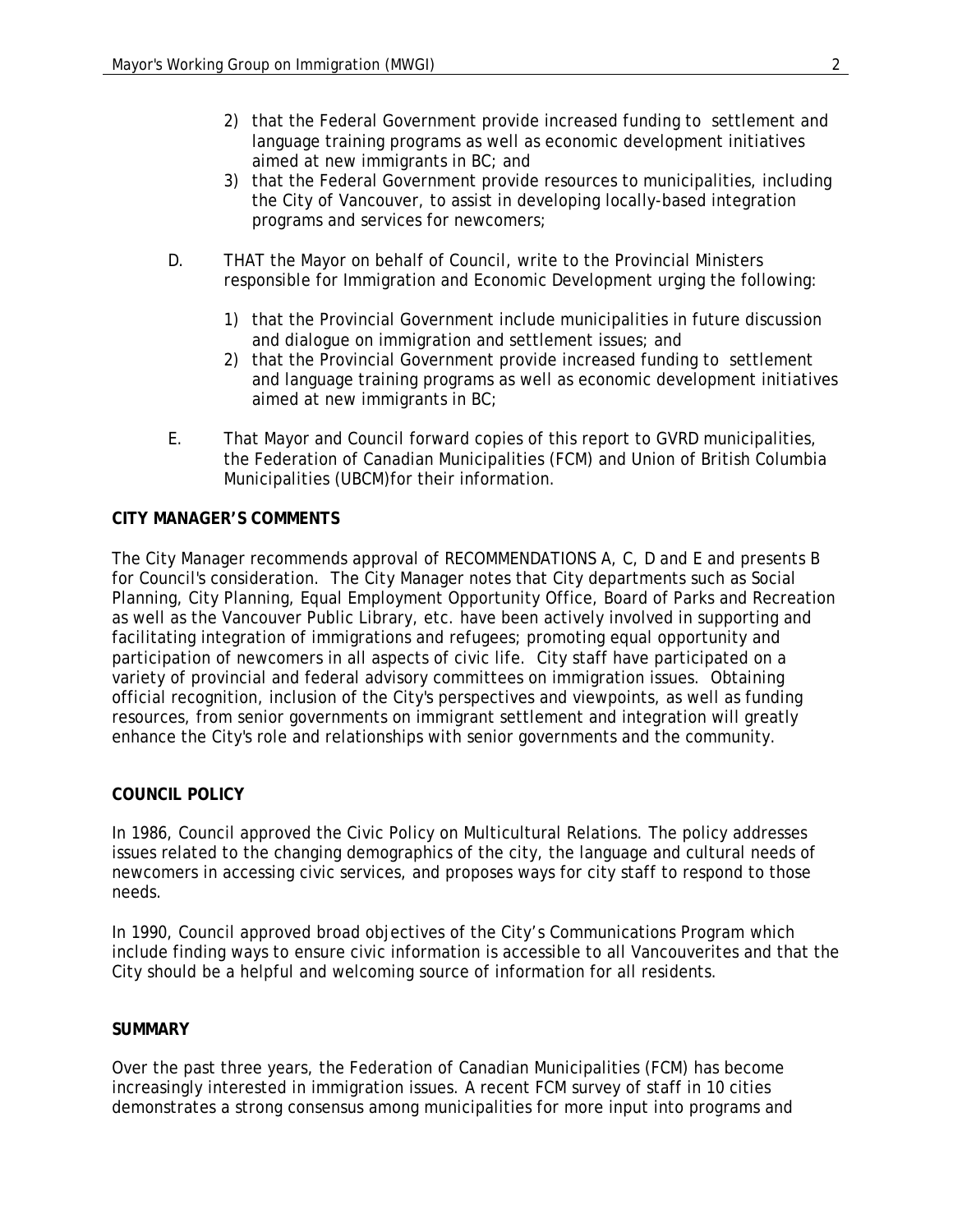2) that the Federal Government provide increased funding to settlement and language training programs as well as economic development initiatives aimed at new immigrants in BC; and
3) that the Federal Government provide resources to municipalities, including the City of Vancouver, to assist in developing locally-based integration programs and services for newcomers;

D. THAT the Mayor on behalf of Council, write to the Provincial Ministers responsible for Immigration and Economic Development urging the following:

1) that the Provincial Government include municipalities in future discussion and dialogue on immigration and settlement issues; and
2) that the Provincial Government provide increased funding to settlement and language training programs as well as economic development initiatives aimed at new immigrants in BC;

E. That Mayor and Council forward copies of this report to GVRD municipalities, the Federation of Canadian Municipalities (FCM) and Union of British Columbia Municipalities (UBCM)for their information.

**CITY MANAGER'S COMMENTS**

The City Manager recommends approval of RECOMMENDATIONS A, C, D and E and presents B for Council's consideration. The City Manager notes that City departments such as Social Planning, City Planning, Equal Employment Opportunity Office, Board of Parks and Recreation as well as the Vancouver Public Library, etc. have been actively involved in supporting and facilitating integration of immigrations and refugees; promoting equal opportunity and participation of newcomers in all aspects of civic life. City staff have participated on a variety of provincial and federal advisory committees on immigration issues. Obtaining official recognition, inclusion of the City's perspectives and viewpoints, as well as funding resources, from senior governments on immigrant settlement and integration will greatly enhance the City's role and relationships with senior governments and the community.

**COUNCIL POLICY**

In 1986, Council approved the Civic Policy on Multicultural Relations. The policy addresses issues related to the changing demographics of the city, the language and cultural needs of newcomers in accessing civic services, and proposes ways for city staff to respond to those needs.

In 1990, Council approved broad objectives of the City's Communications Program which include finding ways to ensure civic information is accessible to all Vancouverites and that the City should be a helpful and welcoming source of information for all residents.

**SUMMARY**

Over the past three years, the Federation of Canadian Municipalities (FCM) has become increasingly interested in immigration issues. A recent FCM survey of staff in 10 cities demonstrates a strong consensus among municipalities for more input into programs and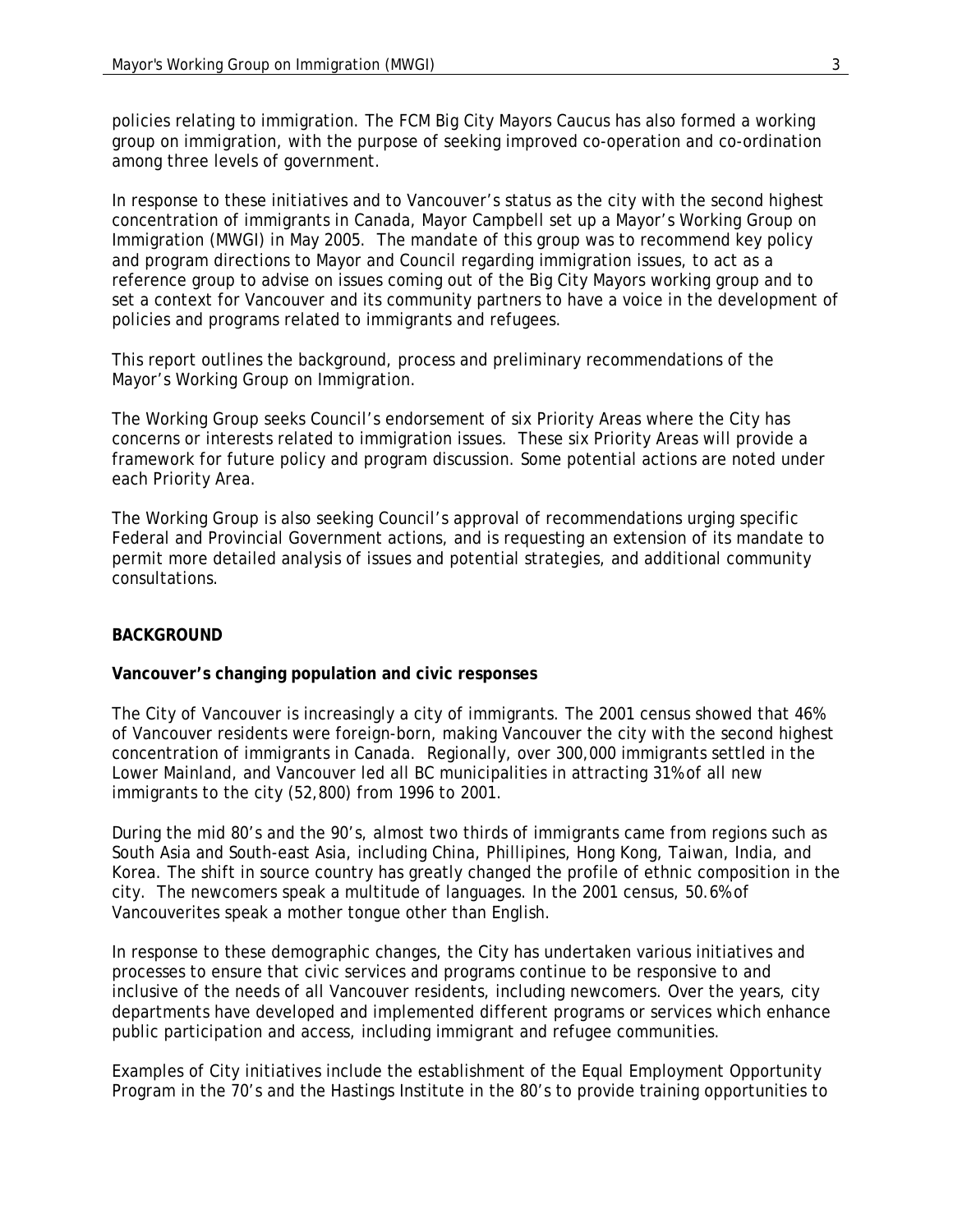policies relating to immigration. The FCM Big City Mayors Caucus has also formed a working group on immigration, with the purpose of seeking improved co-operation and co-ordination among three levels of government.

In response to these initiatives and to Vancouver's status as the city with the second highest concentration of immigrants in Canada, Mayor Campbell set up a Mayor's Working Group on Immigration (MWGI) in May 2005. The mandate of this group was to recommend key policy and program directions to Mayor and Council regarding immigration issues, to act as a reference group to advise on issues coming out of the Big City Mayors working group and to set a context for Vancouver and its community partners to have a voice in the development of policies and programs related to immigrants and refugees.

This report outlines the background, process and preliminary recommendations of the Mayor's Working Group on Immigration.

The Working Group seeks Council's endorsement of six Priority Areas where the City has concerns or interests related to immigration issues. These six Priority Areas will provide a framework for future policy and program discussion. Some potential actions are noted under each Priority Area.

The Working Group is also seeking Council's approval of recommendations urging specific Federal and Provincial Government actions, and is requesting an extension of its mandate to permit more detailed analysis of issues and potential strategies, and additional community consultations.

## BACKGROUND

**Vancouver's changing population and civic responses**

The City of Vancouver is increasingly a city of immigrants. The 2001 census showed that 46% of Vancouver residents were foreign-born, making Vancouver the city with the second highest concentration of immigrants in Canada. Regionally, over 300,000 immigrants settled in the Lower Mainland, and Vancouver led all BC municipalities in attracting 31% of all new immigrants to the city (52,800) from 1996 to 2001.

During the mid 80's and the 90's, almost two thirds of immigrants came from regions such as South Asia and South-east Asia, including China, Phillipines, Hong Kong, Taiwan, India, and Korea. The shift in source country has greatly changed the profile of ethnic composition in the city. The newcomers speak a multitude of languages. In the 2001 census, 50.6% of Vancouverites speak a mother tongue other than English.

In response to these demographic changes, the City has undertaken various initiatives and processes to ensure that civic services and programs continue to be responsive to and inclusive of the needs of all Vancouver residents, including newcomers. Over the years, city departments have developed and implemented different programs or services which enhance public participation and access, including immigrant and refugee communities.

Examples of City initiatives include the establishment of the Equal Employment Opportunity Program in the 70's and the Hastings Institute in the 80's to provide training opportunities to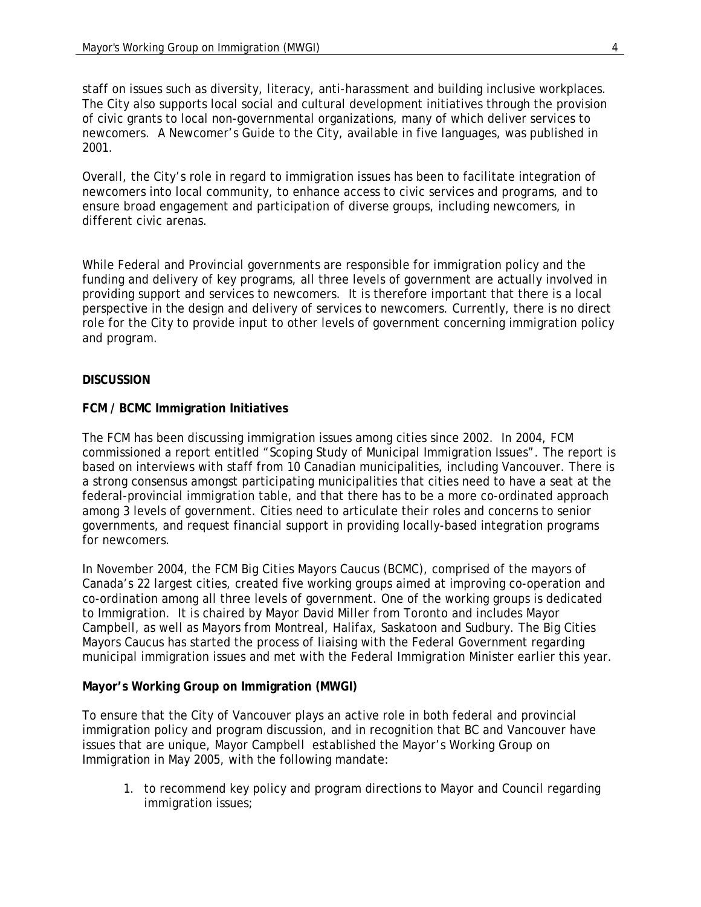staff on issues such as diversity, literacy, anti-harassment and building inclusive workplaces. The City also supports local social and cultural development initiatives through the provision of civic grants to local non-governmental organizations, many of which deliver services to newcomers. A Newcomer's Guide to the City, available in five languages, was published in 2001.

Overall, the City's role in regard to immigration issues has been to facilitate integration of newcomers into local community, to enhance access to civic services and programs, and to ensure broad engagement and participation of diverse groups, including newcomers, in different civic arenas.

While Federal and Provincial governments are responsible for immigration policy and the funding and delivery of key programs, all three levels of government are actually involved in providing support and services to newcomers. It is therefore important that there is a local perspective in the design and delivery of services to newcomers. Currently, there is no direct role for the City to provide input to other levels of government concerning immigration policy and program.

**DISCUSSION**

**FCM / BCMC Immigration Initiatives**

The FCM has been discussing immigration issues among cities since 2002. In 2004, FCM commissioned a report entitled "Scoping Study of Municipal Immigration Issues". The report is based on interviews with staff from 10 Canadian municipalities, including Vancouver. There is a strong consensus amongst participating municipalities that cities need to have a seat at the federal-provincial immigration table, and that there has to be a more co-ordinated approach among 3 levels of government. Cities need to articulate their roles and concerns to senior governments, and request financial support in providing locally-based integration programs for newcomers.

In November 2004, the FCM Big Cities Mayors Caucus (BCMC), comprised of the mayors of Canada's 22 largest cities, created five working groups aimed at improving co-operation and co-ordination among all three levels of government. One of the working groups is dedicated to Immigration. It is chaired by Mayor David Miller from Toronto and includes Mayor Campbell, as well as Mayors from Montreal, Halifax, Saskatoon and Sudbury. The Big Cities Mayors Caucus has started the process of liaising with the Federal Government regarding municipal immigration issues and met with the Federal Immigration Minister earlier this year.

**Mayor's Working Group on Immigration (MWGI)**

To ensure that the City of Vancouver plays an active role in both federal and provincial immigration policy and program discussion, and in recognition that BC and Vancouver have issues that are unique, Mayor Campbell established the Mayor's Working Group on Immigration in May 2005, with the following mandate:

1. to recommend key policy and program directions to Mayor and Council regarding immigration issues;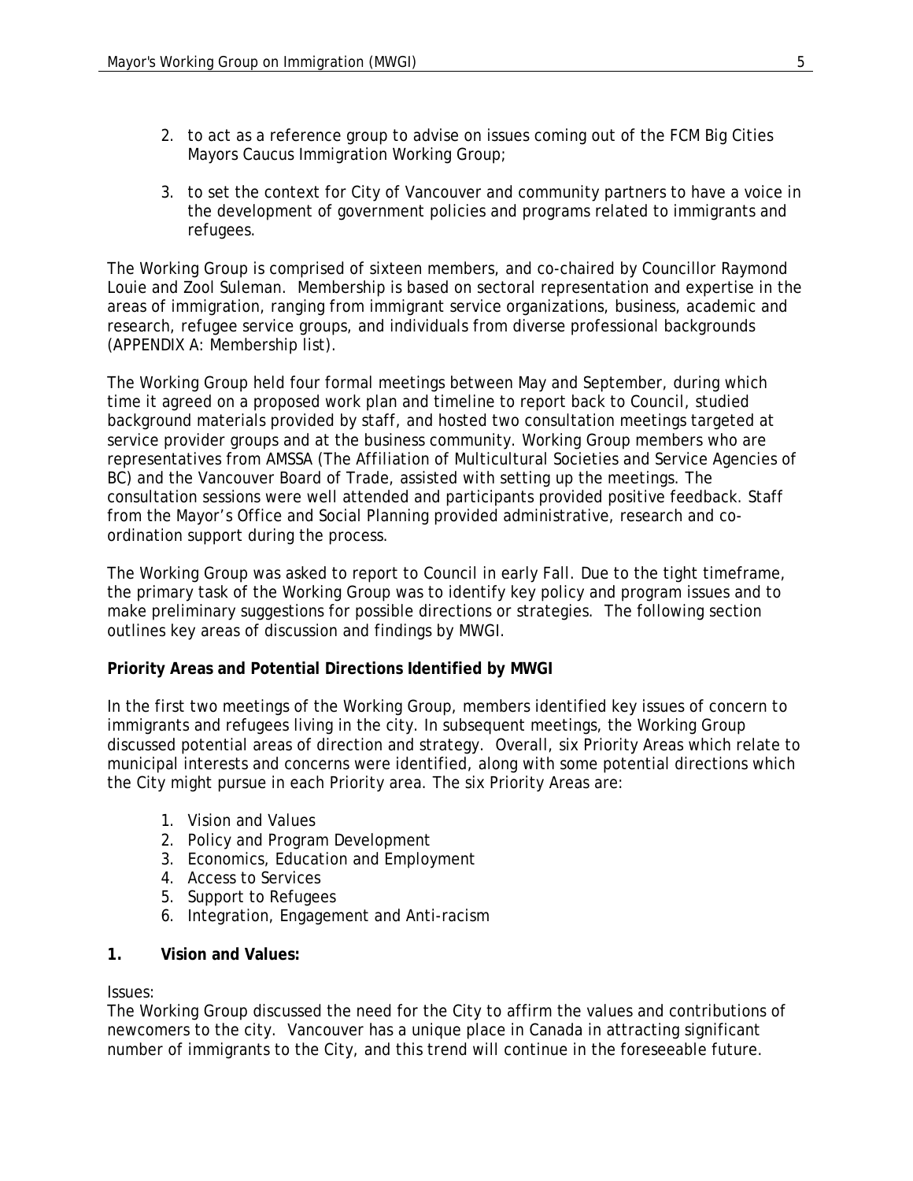2. to act as a reference group to advise on issues coming out of the FCM Big Cities Mayors Caucus Immigration Working Group;

3. to set the context for City of Vancouver and community partners to have a voice in the development of government policies and programs related to immigrants and refugees.

The Working Group is comprised of sixteen members, and co-chaired by Councillor Raymond Louie and Zool Suleman. Membership is based on sectoral representation and expertise in the areas of immigration, ranging from immigrant service organizations, business, academic and research, refugee service groups, and individuals from diverse professional backgrounds (APPENDIX A: Membership list).

The Working Group held four formal meetings between May and September, during which time it agreed on a proposed work plan and timeline to report back to Council, studied background materials provided by staff, and hosted two consultation meetings targeted at service provider groups and at the business community. Working Group members who are representatives from AMSSA (The Affiliation of Multicultural Societies and Service Agencies of BC) and the Vancouver Board of Trade, assisted with setting up the meetings. The consultation sessions were well attended and participants provided positive feedback. Staff from the Mayor's Office and Social Planning provided administrative, research and co-ordination support during the process.

The Working Group was asked to report to Council in early Fall. Due to the tight timeframe, the primary task of the Working Group was to identify key policy and program issues and to make preliminary suggestions for possible directions or strategies. The following section outlines key areas of discussion and findings by MWGI.

**Priority Areas and Potential Directions Identified by MWGI**

In the first two meetings of the Working Group, members identified key issues of concern to immigrants and refugees living in the city. In subsequent meetings, the Working Group discussed potential areas of direction and strategy. Overall, six Priority Areas which relate to municipal interests and concerns were identified, along with some potential directions which the City might pursue in each Priority area. The six Priority Areas are:

1. Vision and Values
2. Policy and Program Development
3. Economics, Education and Employment
4. Access to Services
5. Support to Refugees
6. Integration, Engagement and Anti-racism

**1. Vision and Values:**

Issues:
The Working Group discussed the need for the City to affirm the values and contributions of newcomers to the city. Vancouver has a unique place in Canada in attracting significant number of immigrants to the City, and this trend will continue in the foreseeable future.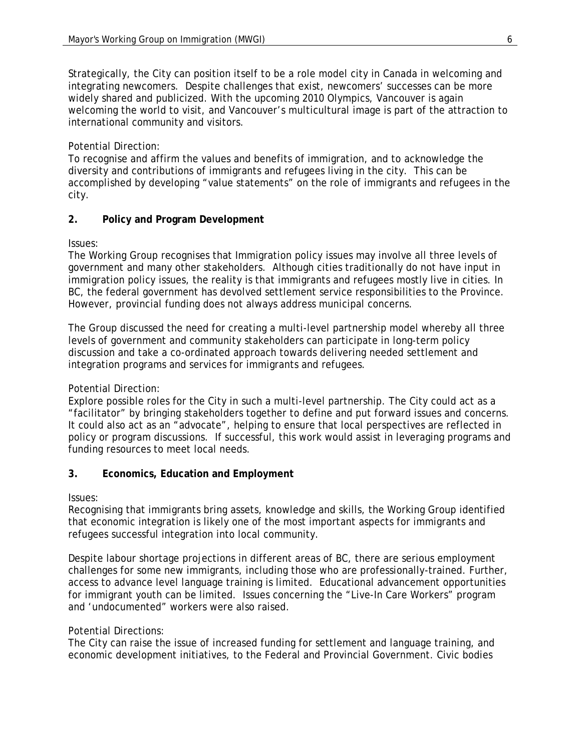Strategically, the City can position itself to be a role model city in Canada in welcoming and integrating newcomers. Despite challenges that exist, newcomers' successes can be more widely shared and publicized. With the upcoming 2010 Olympics, Vancouver is again welcoming the world to visit, and Vancouver's multicultural image is part of the attraction to international community and visitors.

Potential Direction:
To recognise and affirm the values and benefits of immigration, and to acknowledge the diversity and contributions of immigrants and refugees living in the city. This can be accomplished by developing "value statements" on the role of immigrants and refugees in the city.

## 2. Policy and Program Development

Issues:
The Working Group recognises that Immigration policy issues may involve all three levels of government and many other stakeholders. Although cities traditionally do not have input in immigration policy issues, the reality is that immigrants and refugees mostly live in cities. In BC, the federal government has devolved settlement service responsibilities to the Province. However, provincial funding does not always address municipal concerns.

The Group discussed the need for creating a multi-level partnership model whereby all three levels of government and community stakeholders can participate in long-term policy discussion and take a co-ordinated approach towards delivering needed settlement and integration programs and services for immigrants and refugees.

Potential Direction:
Explore possible roles for the City in such a multi-level partnership. The City could act as a "facilitator" by bringing stakeholders together to define and put forward issues and concerns. It could also act as an "advocate", helping to ensure that local perspectives are reflected in policy or program discussions. If successful, this work would assist in leveraging programs and funding resources to meet local needs.

## 3. Economics, Education and Employment

Issues:
Recognising that immigrants bring assets, knowledge and skills, the Working Group identified that economic integration is likely one of the most important aspects for immigrants and refugees successful integration into local community.

Despite labour shortage projections in different areas of BC, there are serious employment challenges for some new immigrants, including those who are professionally-trained. Further, access to advance level language training is limited. Educational advancement opportunities for immigrant youth can be limited. Issues concerning the "Live-In Care Workers" program and 'undocumented" workers were also raised.

Potential Directions:
The City can raise the issue of increased funding for settlement and language training, and economic development initiatives, to the Federal and Provincial Government. Civic bodies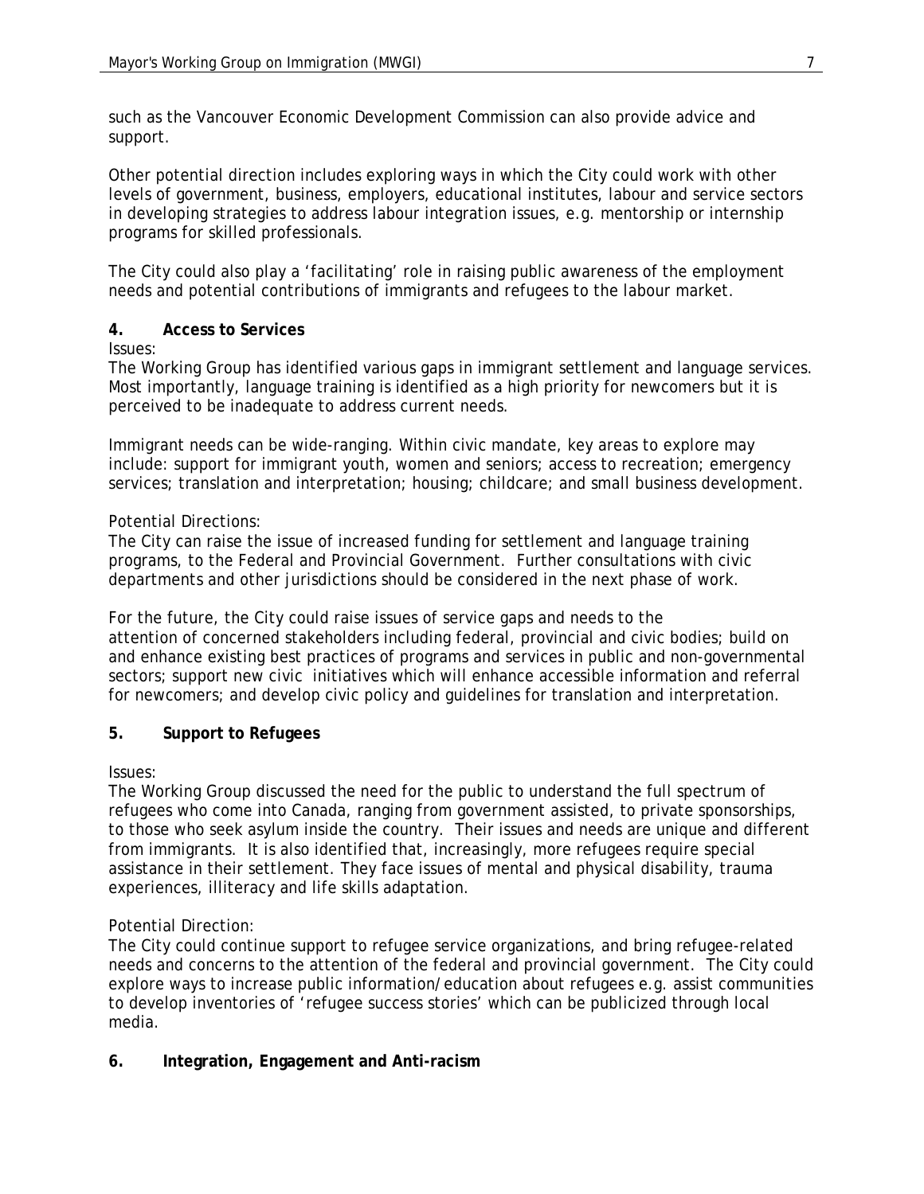such as the Vancouver Economic Development Commission can also provide advice and support.

Other potential direction includes exploring ways in which the City could work with other levels of government, business, employers, educational institutes, labour and service sectors in developing strategies to address labour integration issues, e.g. mentorship or internship programs for skilled professionals.

The City could also play a 'facilitating' role in raising public awareness of the employment needs and potential contributions of immigrants and refugees to the labour market.

**4. Access to Services**

Issues:
The Working Group has identified various gaps in immigrant settlement and language services. Most importantly, language training is identified as a high priority for newcomers but it is perceived to be inadequate to address current needs.

Immigrant needs can be wide-ranging. Within civic mandate, key areas to explore may include: support for immigrant youth, women and seniors; access to recreation; emergency services; translation and interpretation; housing; childcare; and small business development.

Potential Directions:
The City can raise the issue of increased funding for settlement and language training programs, to the Federal and Provincial Government. Further consultations with civic departments and other jurisdictions should be considered in the next phase of work.

For the future, the City could raise issues of service gaps and needs to the attention of concerned stakeholders including federal, provincial and civic bodies; build on and enhance existing best practices of programs and services in public and non-governmental sectors; support new civic initiatives which will enhance accessible information and referral for newcomers; and develop civic policy and guidelines for translation and interpretation.

**5. Support to Refugees**

Issues:
The Working Group discussed the need for the public to understand the full spectrum of refugees who come into Canada, ranging from government assisted, to private sponsorships, to those who seek asylum inside the country. Their issues and needs are unique and different from immigrants. It is also identified that, increasingly, more refugees require special assistance in their settlement. They face issues of mental and physical disability, trauma experiences, illiteracy and life skills adaptation.

Potential Direction:
The City could continue support to refugee service organizations, and bring refugee-related needs and concerns to the attention of the federal and provincial government. The City could explore ways to increase public information/education about refugees e.g. assist communities to develop inventories of 'refugee success stories' which can be publicized through local media.

**6. Integration, Engagement and Anti-racism**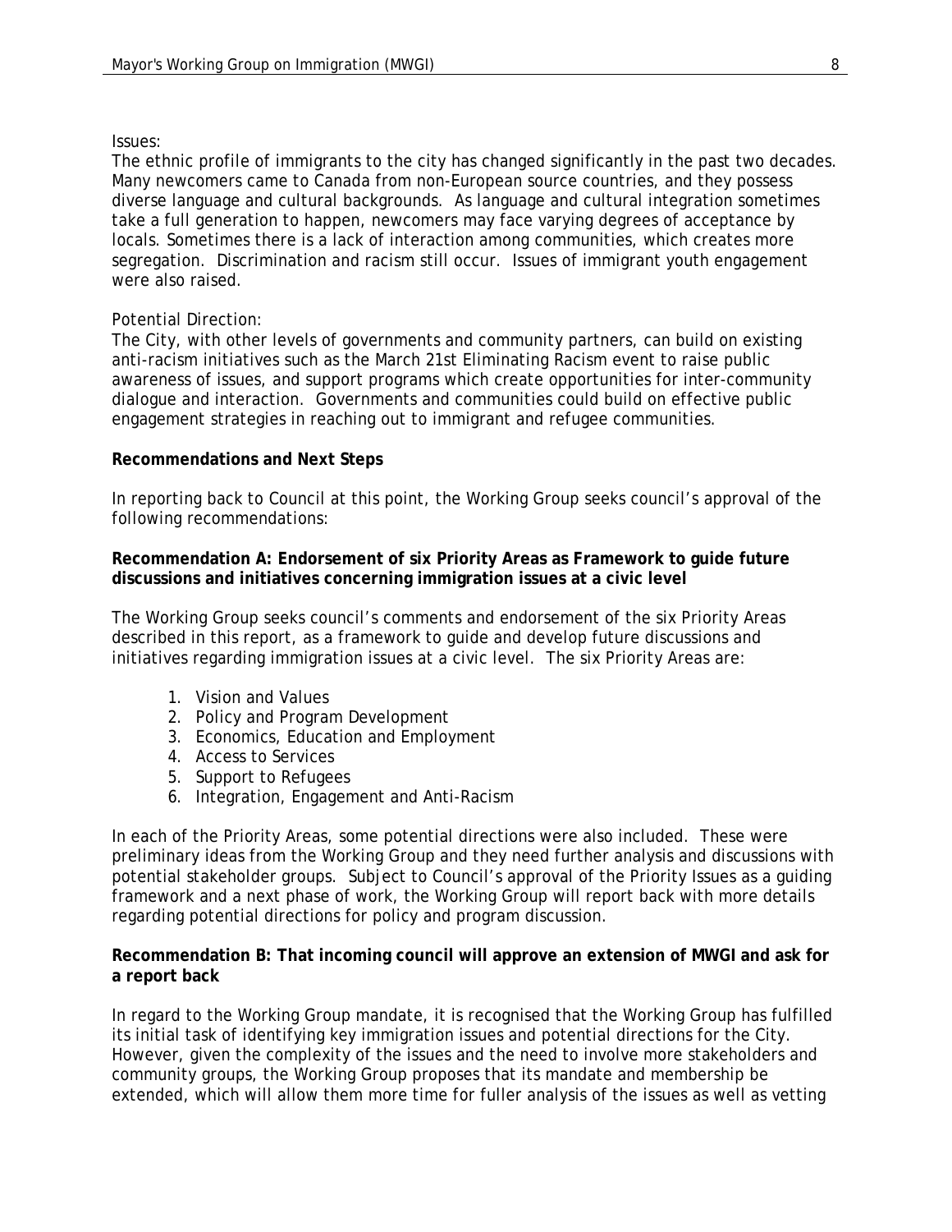Issues:
The ethnic profile of immigrants to the city has changed significantly in the past two decades. Many newcomers came to Canada from non-European source countries, and they possess diverse language and cultural backgrounds. As language and cultural integration sometimes take a full generation to happen, newcomers may face varying degrees of acceptance by locals. Sometimes there is a lack of interaction among communities, which creates more segregation. Discrimination and racism still occur. Issues of immigrant youth engagement were also raised.

Potential Direction:
The City, with other levels of governments and community partners, can build on existing anti-racism initiatives such as the March 21st Eliminating Racism event to raise public awareness of issues, and support programs which create opportunities for inter-community dialogue and interaction. Governments and communities could build on effective public engagement strategies in reaching out to immigrant and refugee communities.

**Recommendations and Next Steps**

In reporting back to Council at this point, the Working Group seeks council's approval of the following recommendations:

**Recommendation A: Endorsement of six Priority Areas as Framework to guide future discussions and initiatives concerning immigration issues at a civic level**

The Working Group seeks council's comments and endorsement of the six Priority Areas described in this report, as a framework to guide and develop future discussions and initiatives regarding immigration issues at a civic level. The six Priority Areas are:

1. Vision and Values
2. Policy and Program Development
3. Economics, Education and Employment
4. Access to Services
5. Support to Refugees
6. Integration, Engagement and Anti-Racism

In each of the Priority Areas, some potential directions were also included. These were preliminary ideas from the Working Group and they need further analysis and discussions with potential stakeholder groups. Subject to Council's approval of the Priority Issues as a guiding framework and a next phase of work, the Working Group will report back with more details regarding potential directions for policy and program discussion.

**Recommendation B: That incoming council will approve an extension of MWGI and ask for a report back**

In regard to the Working Group mandate, it is recognised that the Working Group has fulfilled its initial task of identifying key immigration issues and potential directions for the City. However, given the complexity of the issues and the need to involve more stakeholders and community groups, the Working Group proposes that its mandate and membership be extended, which will allow them more time for fuller analysis of the issues as well as vetting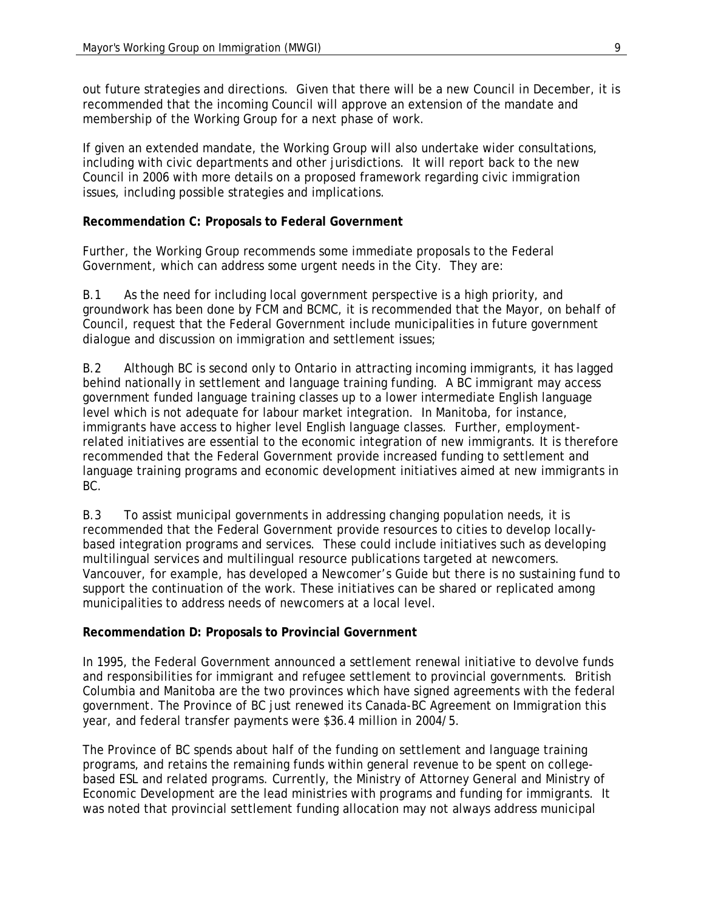out future strategies and directions. Given that there will be a new Council in December, it is recommended that the incoming Council will approve an extension of the mandate and membership of the Working Group for a next phase of work.

If given an extended mandate, the Working Group will also undertake wider consultations, including with civic departments and other jurisdictions. It will report back to the new Council in 2006 with more details on a proposed framework regarding civic immigration issues, including possible strategies and implications.

**Recommendation C: Proposals to Federal Government**

Further, the Working Group recommends some immediate proposals to the Federal Government, which can address some urgent needs in the City. They are:

B.1 As the need for including local government perspective is a high priority, and groundwork has been done by FCM and BCMC, it is recommended that the Mayor, on behalf of Council, request that the Federal Government include municipalities in future government dialogue and discussion on immigration and settlement issues;

B.2 Although BC is second only to Ontario in attracting incoming immigrants, it has lagged behind nationally in settlement and language training funding. A BC immigrant may access government funded language training classes up to a lower intermediate English language level which is not adequate for labour market integration. In Manitoba, for instance, immigrants have access to higher level English language classes. Further, employment-related initiatives are essential to the economic integration of new immigrants. It is therefore recommended that the Federal Government provide increased funding to settlement and language training programs and economic development initiatives aimed at new immigrants in BC.

B.3 To assist municipal governments in addressing changing population needs, it is recommended that the Federal Government provide resources to cities to develop locally-based integration programs and services. These could include initiatives such as developing multilingual services and multilingual resource publications targeted at newcomers. Vancouver, for example, has developed a Newcomer's Guide but there is no sustaining fund to support the continuation of the work. These initiatives can be shared or replicated among municipalities to address needs of newcomers at a local level.

**Recommendation D: Proposals to Provincial Government**

In 1995, the Federal Government announced a settlement renewal initiative to devolve funds and responsibilities for immigrant and refugee settlement to provincial governments. British Columbia and Manitoba are the two provinces which have signed agreements with the federal government. The Province of BC just renewed its Canada-BC Agreement on Immigration this year, and federal transfer payments were $36.4 million in 2004/5.

The Province of BC spends about half of the funding on settlement and language training programs, and retains the remaining funds within general revenue to be spent on college-based ESL and related programs. Currently, the Ministry of Attorney General and Ministry of Economic Development are the lead ministries with programs and funding for immigrants. It was noted that provincial settlement funding allocation may not always address municipal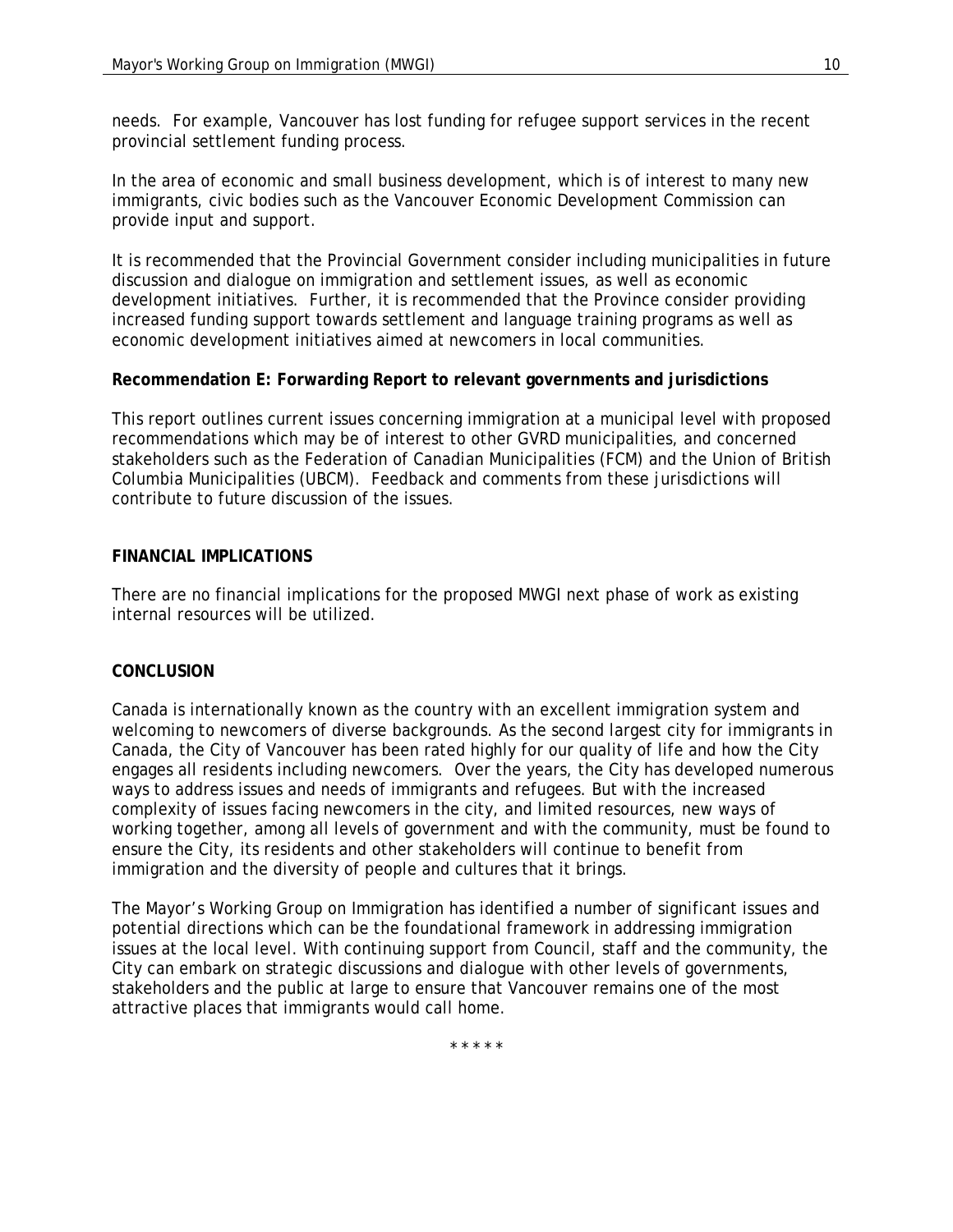needs. For example, Vancouver has lost funding for refugee support services in the recent provincial settlement funding process.

In the area of economic and small business development, which is of interest to many new immigrants, civic bodies such as the Vancouver Economic Development Commission can provide input and support.

It is recommended that the Provincial Government consider including municipalities in future discussion and dialogue on immigration and settlement issues, as well as economic development initiatives. Further, it is recommended that the Province consider providing increased funding support towards settlement and language training programs as well as economic development initiatives aimed at newcomers in local communities.

**Recommendation E: Forwarding Report to relevant governments and jurisdictions**

This report outlines current issues concerning immigration at a municipal level with proposed recommendations which may be of interest to other GVRD municipalities, and concerned stakeholders such as the Federation of Canadian Municipalities (FCM) and the Union of British Columbia Municipalities (UBCM). Feedback and comments from these jurisdictions will contribute to future discussion of the issues.

## FINANCIAL IMPLICATIONS

There are no financial implications for the proposed MWGI next phase of work as existing internal resources will be utilized.

## CONCLUSION

Canada is internationally known as the country with an excellent immigration system and welcoming to newcomers of diverse backgrounds. As the second largest city for immigrants in Canada, the City of Vancouver has been rated highly for our quality of life and how the City engages all residents including newcomers. Over the years, the City has developed numerous ways to address issues and needs of immigrants and refugees. But with the increased complexity of issues facing newcomers in the city, and limited resources, new ways of working together, among all levels of government and with the community, must be found to ensure the City, its residents and other stakeholders will continue to benefit from immigration and the diversity of people and cultures that it brings.

The Mayor's Working Group on Immigration has identified a number of significant issues and potential directions which can be the foundational framework in addressing immigration issues at the local level. With continuing support from Council, staff and the community, the City can embark on strategic discussions and dialogue with other levels of governments, stakeholders and the public at large to ensure that Vancouver remains one of the most attractive places that immigrants would call home.

\* \* \* \* \*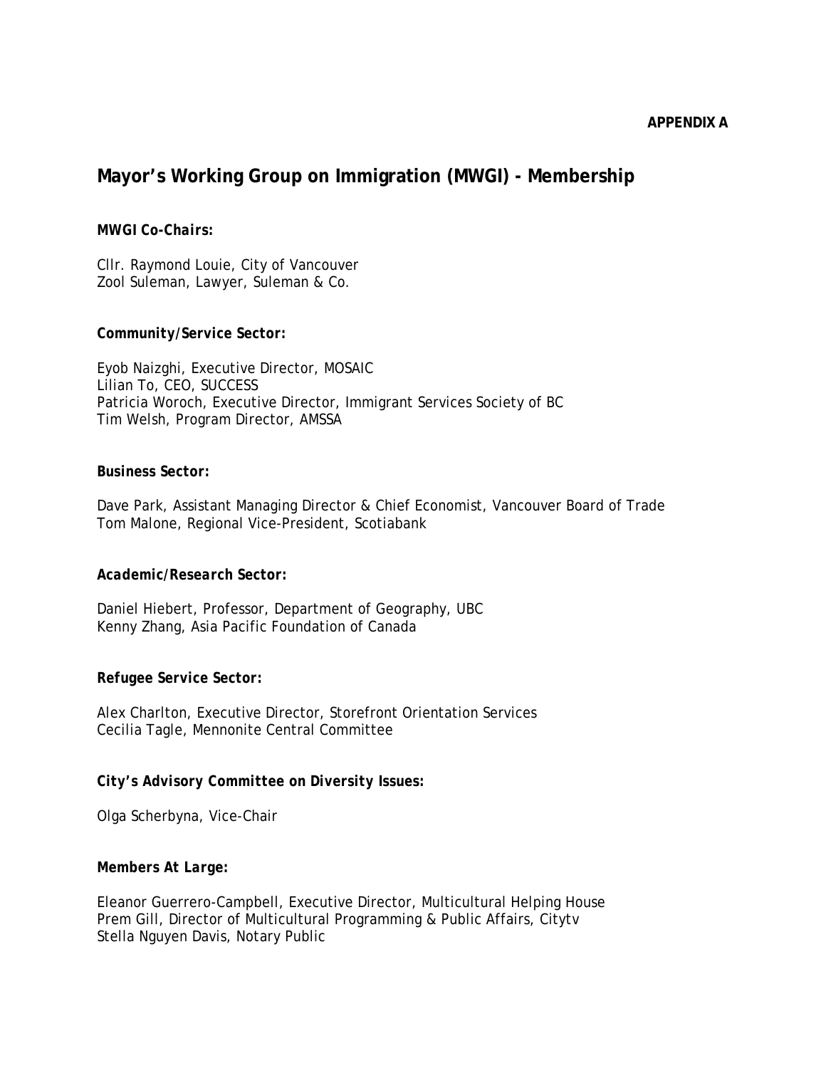**APPENDIX A**

## Mayor's Working Group on Immigration (MWGI) - Membership

***MWGI Co-Chairs:***

Cllr. Raymond Louie, City of Vancouver
Zool Suleman, Lawyer, Suleman & Co.

**Community/Service Sector:**

Eyob Naizghi, Executive Director, MOSAIC
Lilian To, CEO, SUCCESS
Patricia Woroch, Executive Director, Immigrant Services Society of BC
Tim Welsh, Program Director, AMSSA

**Business Sector:**

Dave Park, Assistant Managing Director & Chief Economist, Vancouver Board of Trade
Tom Malone, Regional Vice-President, Scotiabank

**Academic/Research Sector:**

Daniel Hiebert, Professor, Department of Geography, UBC
Kenny Zhang, Asia Pacific Foundation of Canada

**Refugee Service Sector:**

Alex Charlton, Executive Director, Storefront Orientation Services
Cecilia Tagle, Mennonite Central Committee

**City's Advisory Committee on Diversity Issues:**

Olga Scherbyna, Vice-Chair

**Members At Large:**

Eleanor Guerrero-Campbell, Executive Director, Multicultural Helping House
Prem Gill, Director of Multicultural Programming & Public Affairs, Citytv
Stella Nguyen Davis, Notary Public